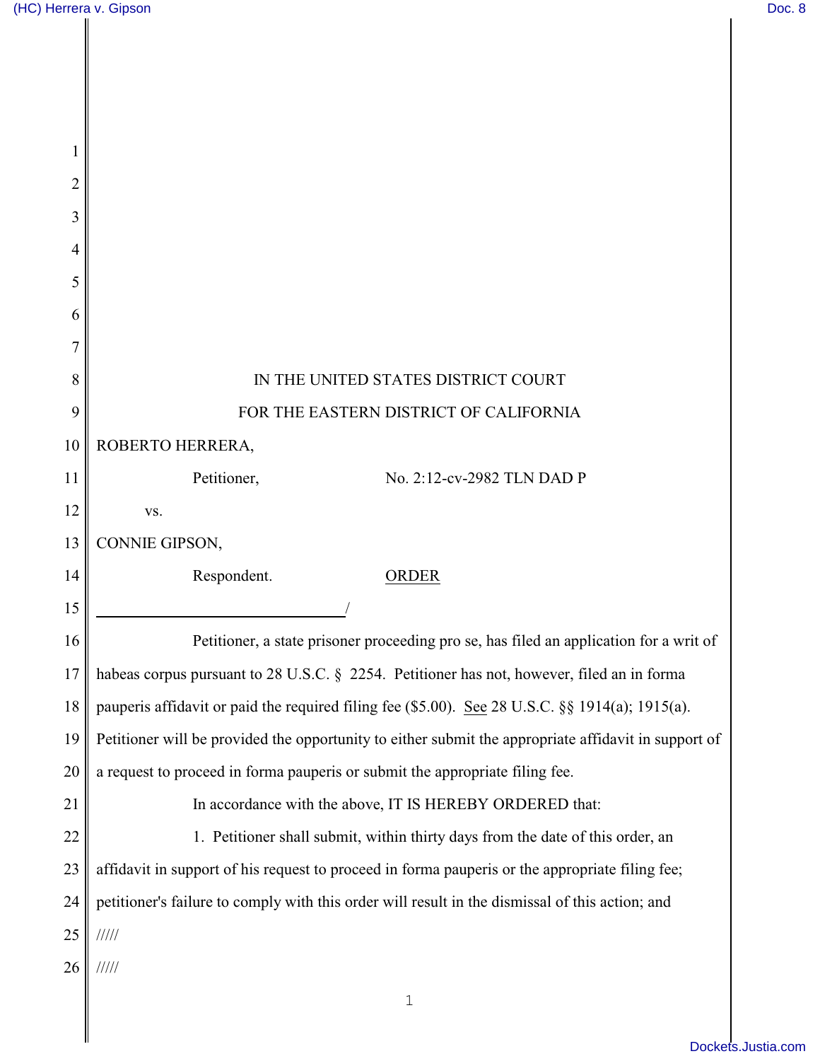IN THE UNITED STATES DISTRICT COURT

FOR THE EASTERN DISTRICT OF CALIFORNIA

ROBERTO HERRERA,

Petitioner, No. 2:12-cv-2982 TLN DAD P

vs.

CONNIE GIPSON,

Respondent. ORDER

/

Petitioner, a state prisoner proceeding pro se, has filed an application for a writ of habeas corpus pursuant to 28 U.S.C. § 2254. Petitioner has not, however, filed an in forma pauperis affidavit or paid the required filing fee ($5.00). See 28 U.S.C. §§ 1914(a); 1915(a). Petitioner will be provided the opportunity to either submit the appropriate affidavit in support of a request to proceed in forma pauperis or submit the appropriate filing fee.

In accordance with the above, IT IS HEREBY ORDERED that:

1. Petitioner shall submit, within thirty days from the date of this order, an affidavit in support of his request to proceed in forma pauperis or the appropriate filing fee; petitioner's failure to comply with this order will result in the dismissal of this action; and

/////

/////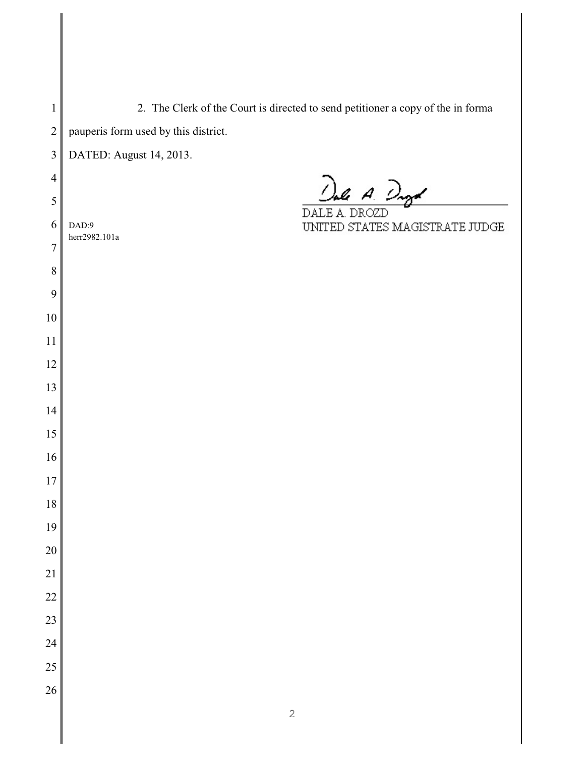2. The Clerk of the Court is directed to send petitioner a copy of the in forma pauperis form used by this district.

DATED: August 14, 2013.

DALE A. DROZD
UNITED STATES MAGISTRATE JUDGE

DAD:9
herr2982.101a